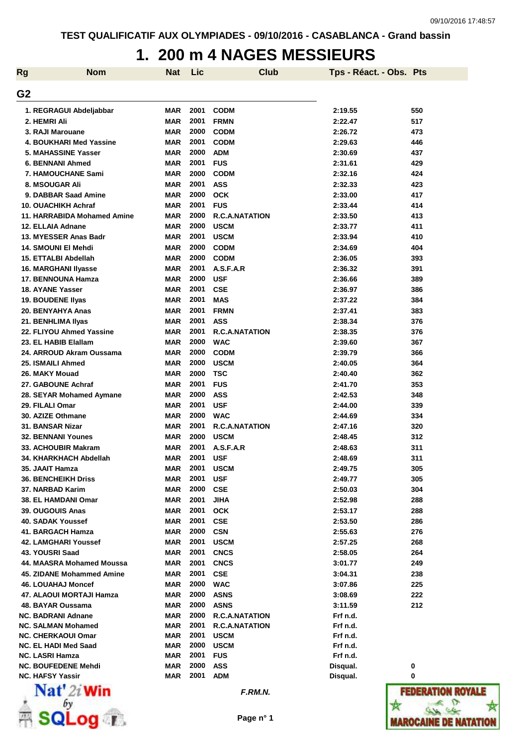TEST QUALIFICATIF AUX OLYMPIADES - 09/10/2016 - CASABLANCA - Grand bassin

# 1. 200 m 4 NAGES MESSIEURS

## G2

| Rg | Nom | Nat | Lic | Club | Tps - Réact. - Obs. | Pts |
|---|---|---|---|---|---|---|
| 1. | REGRAGUI Abdeljabbar | MAR | 2001 | CODM | 2:19.55 | 550 |
| 2. | HEMRI Ali | MAR | 2001 | FRMN | 2:22.47 | 517 |
| 3. | RAJI Marouane | MAR | 2000 | CODM | 2:26.72 | 473 |
| 4. | BOUKHARI Med Yassine | MAR | 2001 | CODM | 2:29.63 | 446 |
| 5. | MAHASSINE Yasser | MAR | 2000 | ADM | 2:30.69 | 437 |
| 6. | BENNANI Ahmed | MAR | 2001 | FUS | 2:31.61 | 429 |
| 7. | HAMOUCHANE Sami | MAR | 2000 | CODM | 2:32.16 | 424 |
| 8. | MSOUGAR Ali | MAR | 2001 | ASS | 2:32.33 | 423 |
| 9. | DABBAR Saad Amine | MAR | 2000 | OCK | 2:33.00 | 417 |
| 10. | OUACHIKH Achraf | MAR | 2001 | FUS | 2:33.44 | 414 |
| 11. | HARRABIDA Mohamed Amine | MAR | 2000 | R.C.A.NATATION | 2:33.50 | 413 |
| 12. | ELLAIA Adnane | MAR | 2000 | USCM | 2:33.77 | 411 |
| 13. | MYESSER Anas Badr | MAR | 2001 | USCM | 2:33.94 | 410 |
| 14. | SMOUNI El Mehdi | MAR | 2000 | CODM | 2:34.69 | 404 |
| 15. | ETTALBI Abdellah | MAR | 2000 | CODM | 2:36.05 | 393 |
| 16. | MARGHANI Ilyasse | MAR | 2001 | A.S.F.A.R | 2:36.32 | 391 |
| 17. | BENNOUNA Hamza | MAR | 2000 | USF | 2:36.66 | 389 |
| 18. | AYANE Yasser | MAR | 2001 | CSE | 2:36.97 | 386 |
| 19. | BOUDENE Ilyas | MAR | 2001 | MAS | 2:37.22 | 384 |
| 20. | BENYAHYA Anas | MAR | 2001 | FRMN | 2:37.41 | 383 |
| 21. | BENHLIMA Ilyas | MAR | 2001 | ASS | 2:38.34 | 376 |
| 22. | FLIYOU Ahmed Yassine | MAR | 2001 | R.C.A.NATATION | 2:38.35 | 376 |
| 23. | EL HABIB Elallam | MAR | 2000 | WAC | 2:39.60 | 367 |
| 24. | ARROUD Akram Oussama | MAR | 2000 | CODM | 2:39.79 | 366 |
| 25. | ISMAILI Ahmed | MAR | 2000 | USCM | 2:40.05 | 364 |
| 26. | MAKY Mouad | MAR | 2000 | TSC | 2:40.40 | 362 |
| 27. | GABOUNE Achraf | MAR | 2001 | FUS | 2:41.70 | 353 |
| 28. | SEYAR Mohamed Aymane | MAR | 2000 | ASS | 2:42.53 | 348 |
| 29. | FILALI Omar | MAR | 2001 | USF | 2:44.00 | 339 |
| 30. | AZIZE Othmane | MAR | 2000 | WAC | 2:44.69 | 334 |
| 31. | BANSAR Nizar | MAR | 2001 | R.C.A.NATATION | 2:47.16 | 320 |
| 32. | BENNANI Younes | MAR | 2000 | USCM | 2:48.45 | 312 |
| 33. | ACHOUBIR Makram | MAR | 2001 | A.S.F.A.R | 2:48.63 | 311 |
| 34. | KHARKHACH Abdellah | MAR | 2001 | USF | 2:48.69 | 311 |
| 35. | JAAIT Hamza | MAR | 2001 | USCM | 2:49.75 | 305 |
| 36. | BENCHEIKH Driss | MAR | 2001 | USF | 2:49.77 | 305 |
| 37. | NARBAD Karim | MAR | 2000 | CSE | 2:50.03 | 304 |
| 38. | EL HAMDANI Omar | MAR | 2001 | JIHA | 2:52.98 | 288 |
| 39. | OUGOUIS Anas | MAR | 2001 | OCK | 2:53.17 | 288 |
| 40. | SADAK Youssef | MAR | 2001 | CSE | 2:53.50 | 286 |
| 41. | BARGACH Hamza | MAR | 2000 | CSN | 2:55.63 | 276 |
| 42. | LAMGHARI Youssef | MAR | 2001 | USCM | 2:57.25 | 268 |
| 43. | YOUSRI Saad | MAR | 2001 | CNCS | 2:58.05 | 264 |
| 44. | MAASRA Mohamed Moussa | MAR | 2001 | CNCS | 3:01.77 | 249 |
| 45. | ZIDANE Mohammed Amine | MAR | 2001 | CSE | 3:04.31 | 238 |
| 46. | LOUAHAJ Moncef | MAR | 2000 | WAC | 3:07.86 | 225 |
| 47. | ALAOUI MORTAJI Hamza | MAR | 2000 | ASNS | 3:08.69 | 222 |
| 48. | BAYAR Oussama | MAR | 2000 | ASNS | 3:11.59 | 212 |
| NC. | BADRANI Adnane | MAR | 2000 | R.C.A.NATATION | Frf n.d. | |
| NC. | SALMAN Mohamed | MAR | 2001 | R.C.A.NATATION | Frf n.d. | |
| NC. | CHERKAOUI Omar | MAR | 2001 | USCM | Frf n.d. | |
| NC. | EL HADI Med Saad | MAR | 2000 | USCM | Frf n.d. | |
| NC. | LASRI Hamza | MAR | 2001 | FUS | Frf n.d. | |
| NC. | BOUFEDENE Mehdi | MAR | 2000 | ASS | Disqual. | 0 |
| NC. | HAFSY Yassir | MAR | 2001 | ADM | Disqual. | 0 |

*F.RM.N.*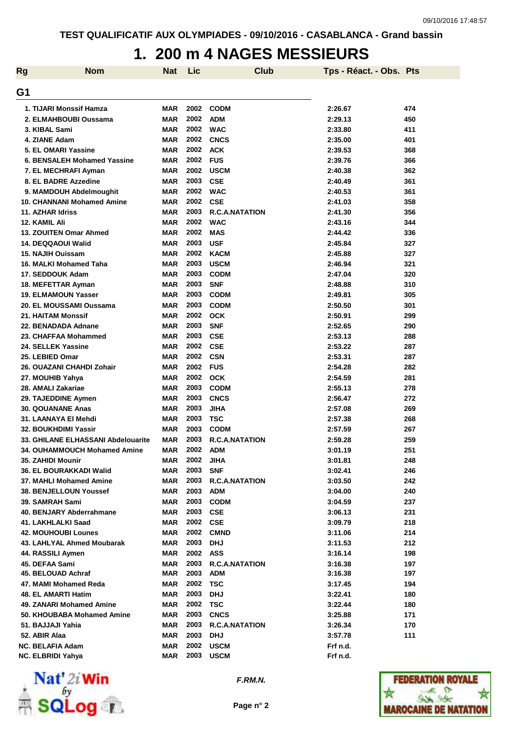TEST QUALIFICATIF AUX OLYMPIADES - 09/10/2016 - CASABLANCA - Grand bassin

# 1. 200 m 4 NAGES MESSIEURS

## G1

| Rg | Nom | Nat | Lic | Club | Tps - Réact. - Obs. | Pts |
|---|---|---|---|---|---|---|
| 1. | TIJARI Monssif Hamza | MAR | 2002 | CODM | 2:26.67 | 474 |
| 2. | ELMAHBOUBI Oussama | MAR | 2002 | ADM | 2:29.13 | 450 |
| 3. | KIBAL Sami | MAR | 2002 | WAC | 2:33.80 | 411 |
| 4. | ZIANE Adam | MAR | 2002 | CNCS | 2:35.00 | 401 |
| 5. | EL OMARI Yassine | MAR | 2002 | ACK | 2:39.53 | 368 |
| 6. | BENSALEH Mohamed Yassine | MAR | 2002 | FUS | 2:39.76 | 366 |
| 7. | EL MECHRAFI Ayman | MAR | 2002 | USCM | 2:40.38 | 362 |
| 8. | EL BADRE Azzedine | MAR | 2003 | CSE | 2:40.49 | 361 |
| 9. | MAMDOUH Abdelmoughit | MAR | 2002 | WAC | 2:40.53 | 361 |
| 10. | CHANNANI Mohamed Amine | MAR | 2002 | CSE | 2:41.03 | 358 |
| 11. | AZHAR Idriss | MAR | 2003 | R.C.A.NATATION | 2:41.30 | 356 |
| 12. | KAMIL Ali | MAR | 2002 | WAC | 2:43.16 | 344 |
| 13. | ZOUITEN Omar Ahmed | MAR | 2002 | MAS | 2:44.42 | 336 |
| 14. | DEQQAOUI Walid | MAR | 2003 | USF | 2:45.84 | 327 |
| 15. | NAJIH Ouissam | MAR | 2002 | KACM | 2:45.88 | 327 |
| 16. | MALKI Mohamed Taha | MAR | 2003 | USCM | 2:46.94 | 321 |
| 17. | SEDDOUK Adam | MAR | 2003 | CODM | 2:47.04 | 320 |
| 18. | MEFETTAR Ayman | MAR | 2003 | SNF | 2:48.88 | 310 |
| 19. | ELMAMOUN Yasser | MAR | 2003 | CODM | 2:49.81 | 305 |
| 20. | EL MOUSSAMI Oussama | MAR | 2003 | CODM | 2:50.50 | 301 |
| 21. | HAITAM Monssif | MAR | 2002 | OCK | 2:50.91 | 299 |
| 22. | BENADADA Adnane | MAR | 2003 | SNF | 2:52.65 | 290 |
| 23. | CHAFFAA Mohammed | MAR | 2003 | CSE | 2:53.13 | 288 |
| 24. | SELLEK Yassine | MAR | 2002 | CSE | 2:53.22 | 287 |
| 25. | LEBIED Omar | MAR | 2002 | CSN | 2:53.31 | 287 |
| 26. | OUAZANI CHAHDI Zohair | MAR | 2002 | FUS | 2:54.28 | 282 |
| 27. | MOUHIB Yahya | MAR | 2002 | OCK | 2:54.59 | 281 |
| 28. | AMALI Zakariae | MAR | 2003 | CODM | 2:55.13 | 278 |
| 29. | TAJEDDINE Aymen | MAR | 2003 | CNCS | 2:56.47 | 272 |
| 30. | QOUANANE Anas | MAR | 2003 | JIHA | 2:57.08 | 269 |
| 31. | LAANAYA El Mehdi | MAR | 2003 | TSC | 2:57.38 | 268 |
| 32. | BOUKHDIMI Yassir | MAR | 2003 | CODM | 2:57.59 | 267 |
| 33. | GHILANE ELHASSANI Abdelouarite | MAR | 2003 | R.C.A.NATATION | 2:59.28 | 259 |
| 34. | OUHAMMOUCH Mohamed Amine | MAR | 2002 | ADM | 3:01.19 | 251 |
| 35. | ZAHIDI Mounir | MAR | 2002 | JIHA | 3:01.81 | 248 |
| 36. | EL BOURAKKADI Walid | MAR | 2003 | SNF | 3:02.41 | 246 |
| 37. | MAHLI Mohamed Amine | MAR | 2003 | R.C.A.NATATION | 3:03.50 | 242 |
| 38. | BENJELLOUN Youssef | MAR | 2003 | ADM | 3:04.00 | 240 |
| 39. | SAMRAH Sami | MAR | 2003 | CODM | 3:04.59 | 237 |
| 40. | BENJARY Abderrahmane | MAR | 2003 | CSE | 3:06.13 | 231 |
| 41. | LAKHLALKI Saad | MAR | 2002 | CSE | 3:09.79 | 218 |
| 42. | MOUHOUBI Lounes | MAR | 2002 | CMND | 3:11.06 | 214 |
| 43. | LAHLYAL Ahmed Moubarak | MAR | 2003 | DHJ | 3:11.53 | 212 |
| 44. | RASSILI Aymen | MAR | 2002 | ASS | 3:16.14 | 198 |
| 45. | DEFAA Sami | MAR | 2003 | R.C.A.NATATION | 3:16.38 | 197 |
| 45. | BELOUAD Achraf | MAR | 2003 | ADM | 3:16.38 | 197 |
| 47. | MAMI Mohamed Reda | MAR | 2002 | TSC | 3:17.45 | 194 |
| 48. | EL AMARTI Hatim | MAR | 2003 | DHJ | 3:22.41 | 180 |
| 49. | ZANARI Mohamed Amine | MAR | 2002 | TSC | 3:22.44 | 180 |
| 50. | KHOUBABA Mohamed Amine | MAR | 2003 | CNCS | 3:25.88 | 171 |
| 51. | BAJJAJI Yahia | MAR | 2003 | R.C.A.NATATION | 3:26.34 | 170 |
| 52. | ABIR Alaa | MAR | 2003 | DHJ | 3:57.78 | 111 |
| NC. | BELAFIA Adam | MAR | 2002 | USCM | Frf n.d. | |
| NC. | ELBRIDI Yahya | MAR | 2003 | USCM | Frf n.d. | |

*F.RM.N.*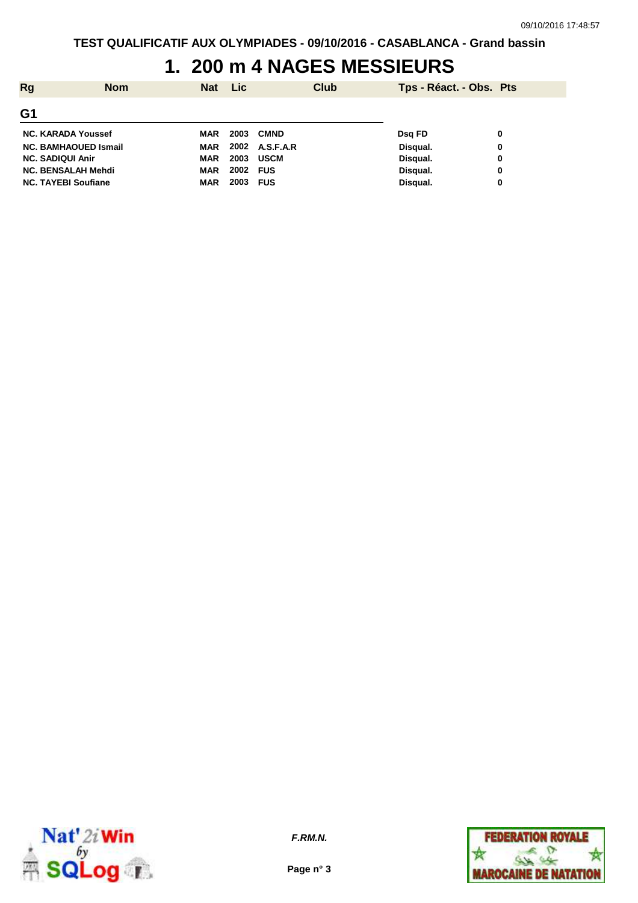# 1. 200 m 4 NAGES MESSIEURS

| Rg | Nom | Nat | Lic | Club | Tps - Réact. - Obs. | Pts |
|---|---|---|---|---|---|---|
| **G1** | | | | | | |
| NC. | KARADA Youssef | MAR | 2003 | CMND | Dsq FD | 0 |
| NC. | BAMHAOUED Ismail | MAR | 2002 | A.S.F.A.R | Disqual. | 0 |
| NC. | SADIQUI Anir | MAR | 2003 | USCM | Disqual. | 0 |
| NC. | BENSALAH Mehdi | MAR | 2002 | FUS | Disqual. | 0 |
| NC. | TAYEBI Soufiane | MAR | 2003 | FUS | Disqual. | 0 |

*F.RM.N.*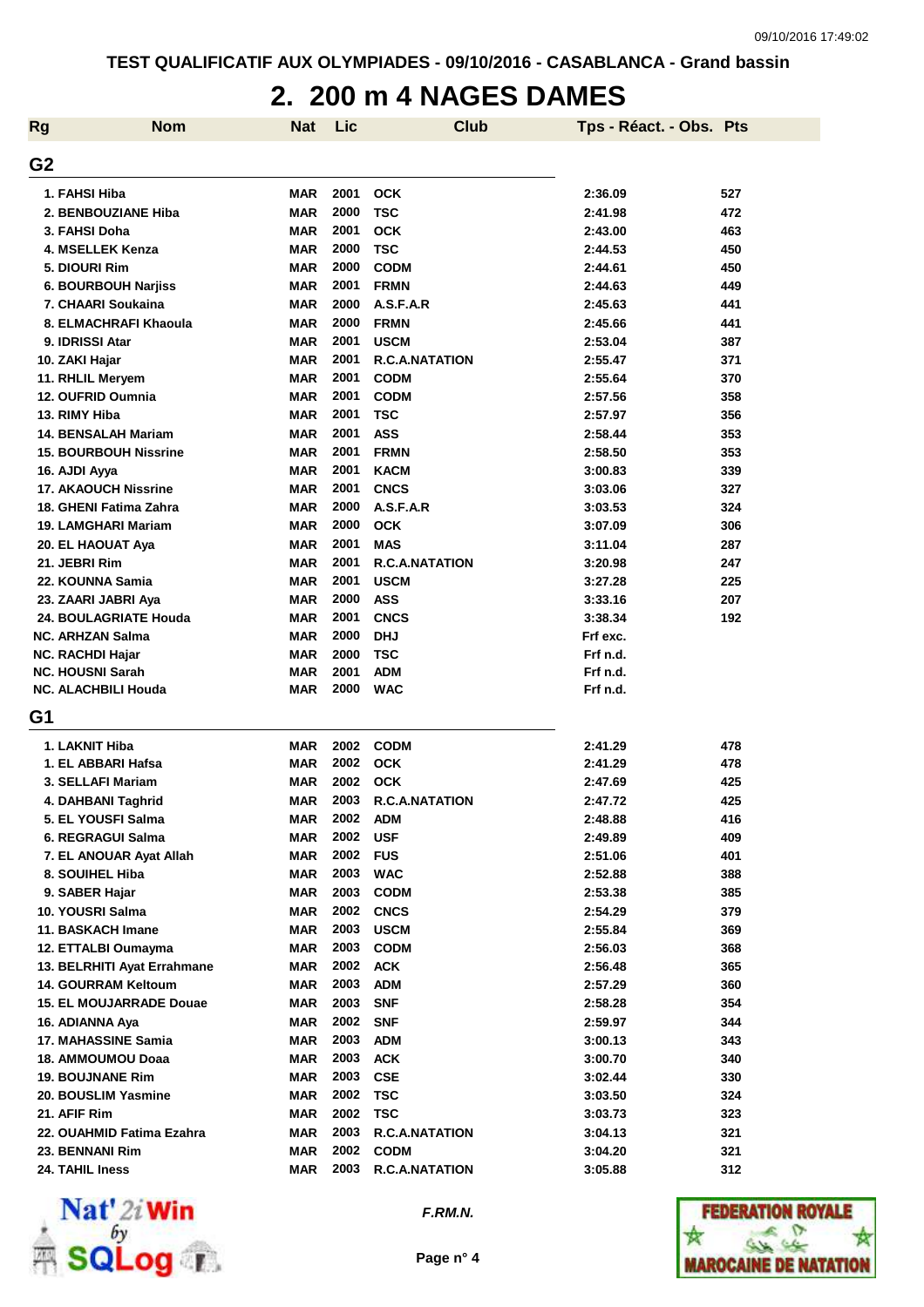TEST QUALIFICATIF AUX OLYMPIADES - 09/10/2016 - CASABLANCA - Grand bassin

# 2. 200 m 4 NAGES DAMES

| Rg | Nom | Nat | Lic | Club | Tps - Réact. - Obs. | Pts |
|---|---|---|---|---|---|---|
| **G2** | | | | | | |
| 1. | FAHSI Hiba | MAR | 2001 | OCK | 2:36.09 | 527 |
| 2. | BENBOUZIANE Hiba | MAR | 2000 | TSC | 2:41.98 | 472 |
| 3. | FAHSI Doha | MAR | 2001 | OCK | 2:43.00 | 463 |
| 4. | MSELLEK Kenza | MAR | 2000 | TSC | 2:44.53 | 450 |
| 5. | DIOURI Rim | MAR | 2000 | CODM | 2:44.61 | 450 |
| 6. | BOURBOUH Narjiss | MAR | 2001 | FRMN | 2:44.63 | 449 |
| 7. | CHAARI Soukaina | MAR | 2000 | A.S.F.A.R | 2:45.63 | 441 |
| 8. | ELMACHRAFI Khaoula | MAR | 2000 | FRMN | 2:45.66 | 441 |
| 9. | IDRISSI Atar | MAR | 2001 | USCM | 2:53.04 | 387 |
| 10. | ZAKI Hajar | MAR | 2001 | R.C.A.NATATION | 2:55.47 | 371 |
| 11. | RHLIL Meryem | MAR | 2001 | CODM | 2:55.64 | 370 |
| 12. | OUFRID Oumnia | MAR | 2001 | CODM | 2:57.56 | 358 |
| 13. | RIMY Hiba | MAR | 2001 | TSC | 2:57.97 | 356 |
| 14. | BENSALAH Mariam | MAR | 2001 | ASS | 2:58.44 | 353 |
| 15. | BOURBOUH Nissrine | MAR | 2001 | FRMN | 2:58.50 | 353 |
| 16. | AJDI Ayya | MAR | 2001 | KACM | 3:00.83 | 339 |
| 17. | AKAOUCH Nissrine | MAR | 2001 | CNCS | 3:03.06 | 327 |
| 18. | GHENI Fatima Zahra | MAR | 2000 | A.S.F.A.R | 3:03.53 | 324 |
| 19. | LAMGHARI Mariam | MAR | 2000 | OCK | 3:07.09 | 306 |
| 20. | EL HAOUAT Aya | MAR | 2001 | MAS | 3:11.04 | 287 |
| 21. | JEBRI Rim | MAR | 2001 | R.C.A.NATATION | 3:20.98 | 247 |
| 22. | KOUNNA Samia | MAR | 2001 | USCM | 3:27.28 | 225 |
| 23. | ZAARI JABRI Aya | MAR | 2000 | ASS | 3:33.16 | 207 |
| 24. | BOULAGRIATE Houda | MAR | 2001 | CNCS | 3:38.34 | 192 |
| NC. | ARHZAN Salma | MAR | 2000 | DHJ | Frf exc. | |
| NC. | RACHDI Hajar | MAR | 2000 | TSC | Frf n.d. | |
| NC. | HOUSNI Sarah | MAR | 2001 | ADM | Frf n.d. | |
| NC. | ALACHBILI Houda | MAR | 2000 | WAC | Frf n.d. | |
| **G1** | | | | | | |
| 1. | LAKNIT Hiba | MAR | 2002 | CODM | 2:41.29 | 478 |
| 1. | EL ABBARI Hafsa | MAR | 2002 | OCK | 2:41.29 | 478 |
| 3. | SELLAFI Mariam | MAR | 2002 | OCK | 2:47.69 | 425 |
| 4. | DAHBANI Taghrid | MAR | 2003 | R.C.A.NATATION | 2:47.72 | 425 |
| 5. | EL YOUSFI Salma | MAR | 2002 | ADM | 2:48.88 | 416 |
| 6. | REGRAGUI Salma | MAR | 2002 | USF | 2:49.89 | 409 |
| 7. | EL ANOUAR Ayat Allah | MAR | 2002 | FUS | 2:51.06 | 401 |
| 8. | SOUIHEL Hiba | MAR | 2003 | WAC | 2:52.88 | 388 |
| 9. | SABER Hajar | MAR | 2003 | CODM | 2:53.38 | 385 |
| 10. | YOUSRI Salma | MAR | 2002 | CNCS | 2:54.29 | 379 |
| 11. | BASKACH Imane | MAR | 2003 | USCM | 2:55.84 | 369 |
| 12. | ETTALBI Oumayma | MAR | 2003 | CODM | 2:56.03 | 368 |
| 13. | BELRHITI Ayat Errahmane | MAR | 2002 | ACK | 2:56.48 | 365 |
| 14. | GOURRAM Keltoum | MAR | 2003 | ADM | 2:57.29 | 360 |
| 15. | EL MOUJARRADE Douae | MAR | 2003 | SNF | 2:58.28 | 354 |
| 16. | ADIANNA Aya | MAR | 2002 | SNF | 2:59.97 | 344 |
| 17. | MAHASSINE Samia | MAR | 2003 | ADM | 3:00.13 | 343 |
| 18. | AMMOUMOU Doaa | MAR | 2003 | ACK | 3:00.70 | 340 |
| 19. | BOUJNANE Rim | MAR | 2003 | CSE | 3:02.44 | 330 |
| 20. | BOUSLIM Yasmine | MAR | 2002 | TSC | 3:03.50 | 324 |
| 21. | AFIF Rim | MAR | 2002 | TSC | 3:03.73 | 323 |
| 22. | OUAHMID Fatima Ezahra | MAR | 2003 | R.C.A.NATATION | 3:04.13 | 321 |
| 23. | BENNANI Rim | MAR | 2002 | CODM | 3:04.20 | 321 |
| 24. | TAHIL Iness | MAR | 2003 | R.C.A.NATATION | 3:05.88 | 312 |

*F.RM.N.*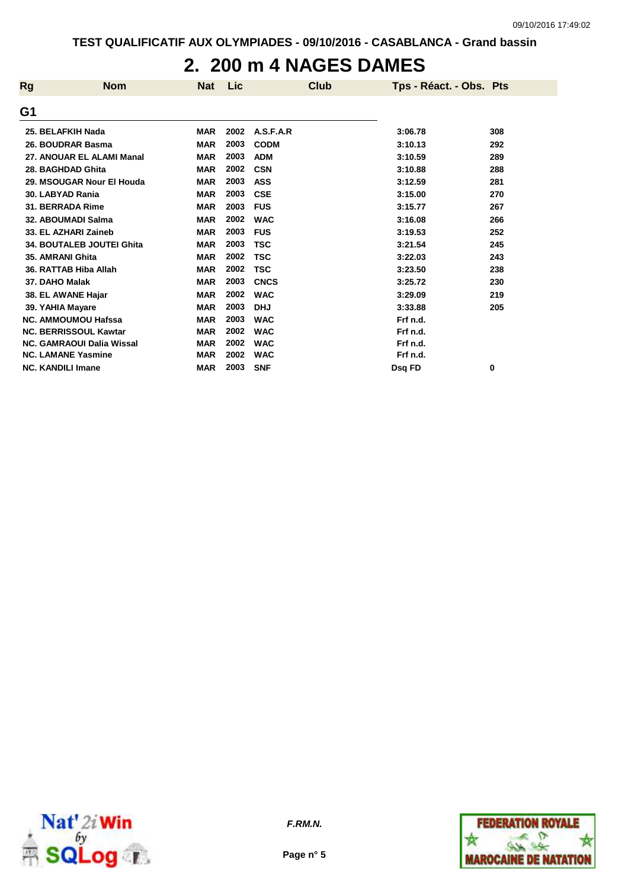TEST QUALIFICATIF AUX OLYMPIADES - 09/10/2016 - CASABLANCA - Grand bassin

# 2. 200 m 4 NAGES DAMES

## G1

| Rg | Nom | Nat | Lic | Club | Tps - Réact. - Obs. | Pts |
|---|---|---|---|---|---|---|
| 25. | BELAFKIH Nada | MAR | 2002 | A.S.F.A.R | 3:06.78 | 308 |
| 26. | BOUDRAR Basma | MAR | 2003 | CODM | 3:10.13 | 292 |
| 27. | ANOUAR EL ALAMI Manal | MAR | 2003 | ADM | 3:10.59 | 289 |
| 28. | BAGHDAD Ghita | MAR | 2002 | CSN | 3:10.88 | 288 |
| 29. | MSOUGAR Nour El Houda | MAR | 2003 | ASS | 3:12.59 | 281 |
| 30. | LABYAD Rania | MAR | 2003 | CSE | 3:15.00 | 270 |
| 31. | BERRADA Rime | MAR | 2003 | FUS | 3:15.77 | 267 |
| 32. | ABOUMADI Salma | MAR | 2002 | WAC | 3:16.08 | 266 |
| 33. | EL AZHARI Zaineb | MAR | 2003 | FUS | 3:19.53 | 252 |
| 34. | BOUTALEB JOUTEI Ghita | MAR | 2003 | TSC | 3:21.54 | 245 |
| 35. | AMRANI Ghita | MAR | 2002 | TSC | 3:22.03 | 243 |
| 36. | RATTAB Hiba Allah | MAR | 2002 | TSC | 3:23.50 | 238 |
| 37. | DAHO Malak | MAR | 2003 | CNCS | 3:25.72 | 230 |
| 38. | EL AWANE Hajar | MAR | 2002 | WAC | 3:29.09 | 219 |
| 39. | YAHIA Mayare | MAR | 2003 | DHJ | 3:33.88 | 205 |
| NC. | AMMOUMOU Hafssa | MAR | 2003 | WAC | Frf n.d. | |
| NC. | BERRISSOUL Kawtar | MAR | 2002 | WAC | Frf n.d. | |
| NC. | GAMRAOUI Dalia Wissal | MAR | 2002 | WAC | Frf n.d. | |
| NC. | LAMANE Yasmine | MAR | 2002 | WAC | Frf n.d. | |
| NC. | KANDILI Imane | MAR | 2003 | SNF | Dsq FD | 0 |

*F.RM.N.*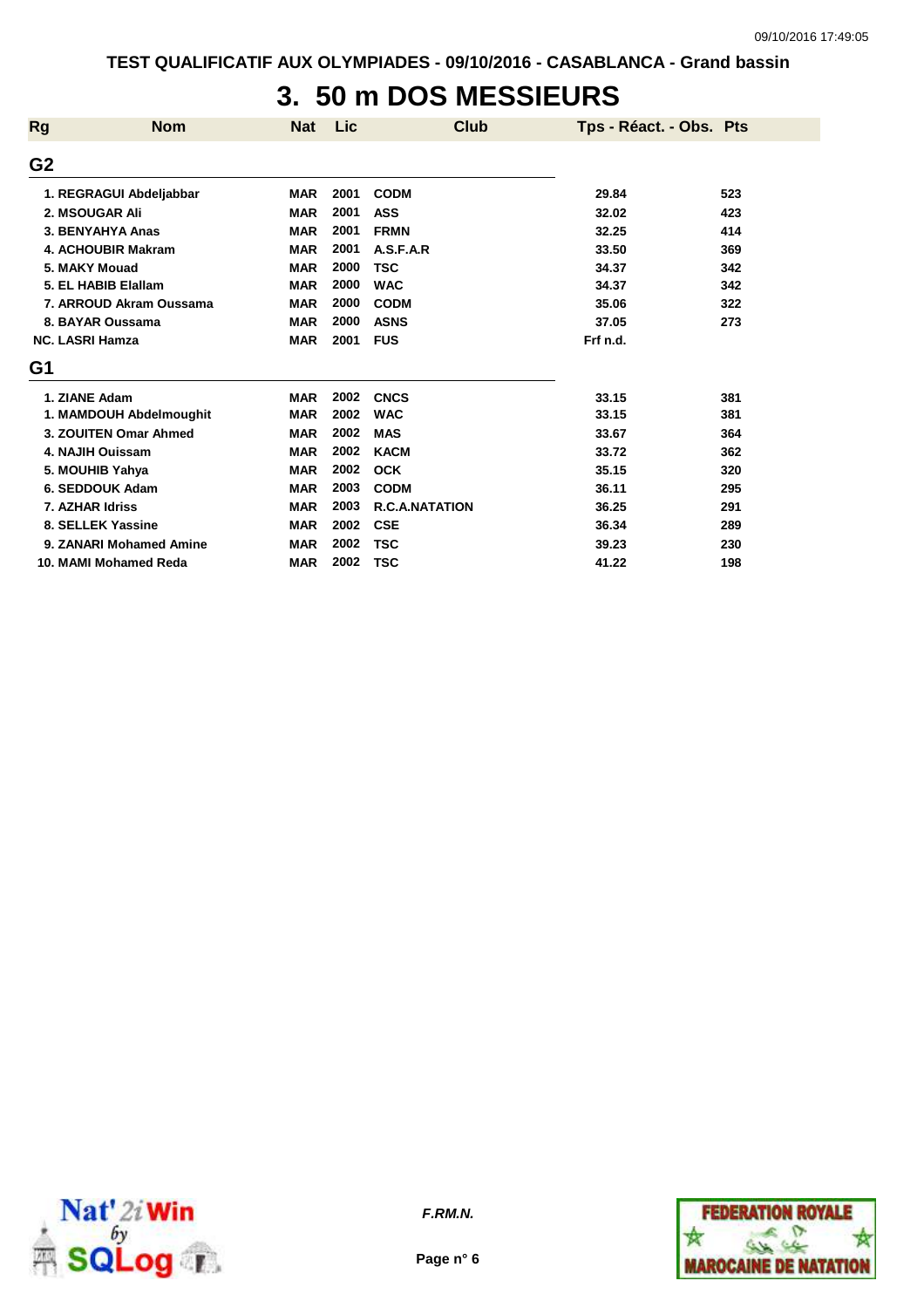TEST QUALIFICATIF AUX OLYMPIADES - 09/10/2016 - CASABLANCA - Grand bassin

# 3. 50 m DOS MESSIEURS

| Rg | Nom | Nat | Lic | Club | Tps - Réact. - Obs. | Pts |
|---|---|---|---|---|---|---|
| **G2** | | | | | | |
| 1. | REGRAGUI Abdeljabbar | MAR | 2001 | CODM | 29.84 | 523 |
| 2. | MSOUGAR Ali | MAR | 2001 | ASS | 32.02 | 423 |
| 3. | BENYAHYA Anas | MAR | 2001 | FRMN | 32.25 | 414 |
| 4. | ACHOUBIR Makram | MAR | 2001 | A.S.F.A.R | 33.50 | 369 |
| 5. | MAKY Mouad | MAR | 2000 | TSC | 34.37 | 342 |
| 5. | EL HABIB Elallam | MAR | 2000 | WAC | 34.37 | 342 |
| 7. | ARROUD Akram Oussama | MAR | 2000 | CODM | 35.06 | 322 |
| 8. | BAYAR Oussama | MAR | 2000 | ASNS | 37.05 | 273 |
| NC. | LASRI Hamza | MAR | 2001 | FUS | Frf n.d. | |
| **G1** | | | | | | |
| 1. | ZIANE Adam | MAR | 2002 | CNCS | 33.15 | 381 |
| 1. | MAMDOUH Abdelmoughit | MAR | 2002 | WAC | 33.15 | 381 |
| 3. | ZOUITEN Omar Ahmed | MAR | 2002 | MAS | 33.67 | 364 |
| 4. | NAJIH Ouissam | MAR | 2002 | KACM | 33.72 | 362 |
| 5. | MOUHIB Yahya | MAR | 2002 | OCK | 35.15 | 320 |
| 6. | SEDDOUK Adam | MAR | 2003 | CODM | 36.11 | 295 |
| 7. | AZHAR Idriss | MAR | 2003 | R.C.A.NATATION | 36.25 | 291 |
| 8. | SELLEK Yassine | MAR | 2002 | CSE | 36.34 | 289 |
| 9. | ZANARI Mohamed Amine | MAR | 2002 | TSC | 39.23 | 230 |
| 10. | MAMI Mohamed Reda | MAR | 2002 | TSC | 41.22 | 198 |

*F.RM.N.*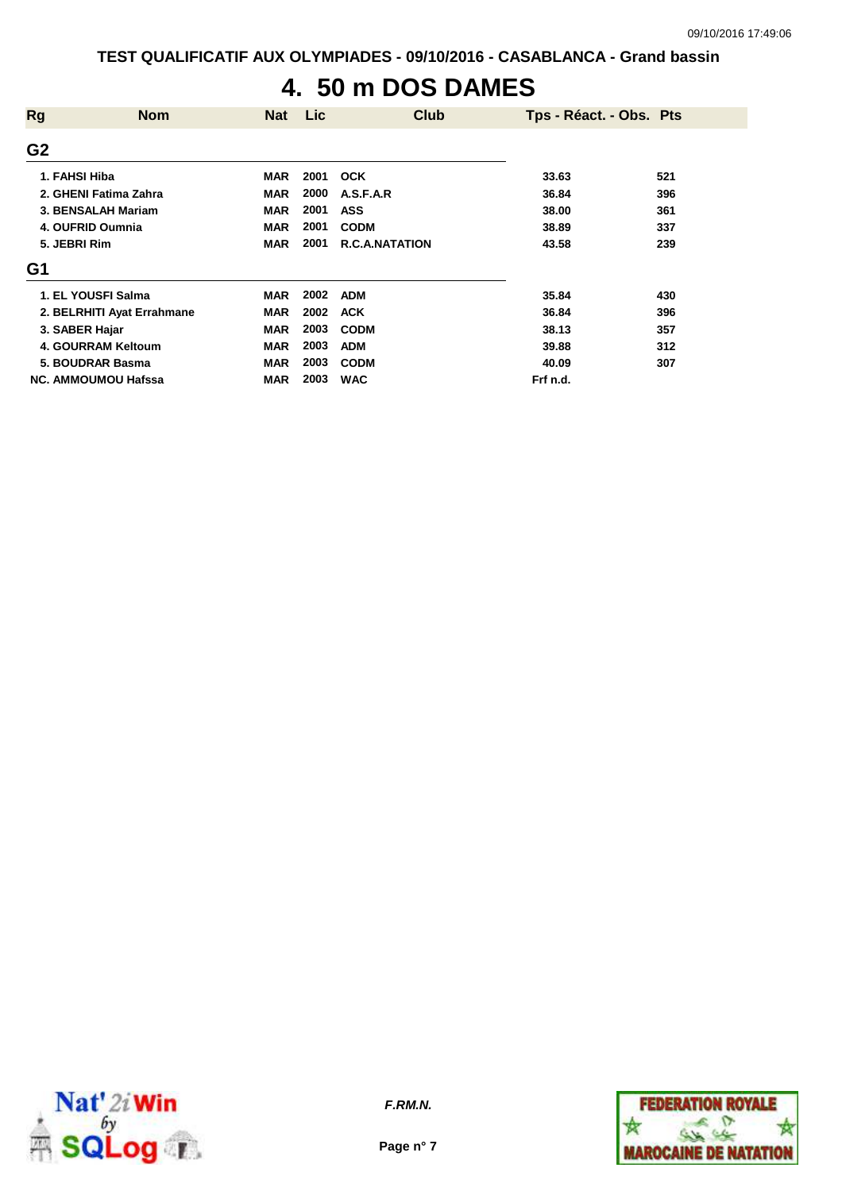# 4. 50 m DOS DAMES

| Rg | Nom | Nat | Lic | Club | Tps - Réact. - Obs. | Pts |
|---|---|---|---|---|---|---|
| **G2** | | | | | | |
| 1. | FAHSI Hiba | MAR | 2001 | OCK | 33.63 | 521 |
| 2. | GHENI Fatima Zahra | MAR | 2000 | A.S.F.A.R | 36.84 | 396 |
| 3. | BENSALAH Mariam | MAR | 2001 | ASS | 38.00 | 361 |
| 4. | OUFRID Oumnia | MAR | 2001 | CODM | 38.89 | 337 |
| 5. | JEBRI Rim | MAR | 2001 | R.C.A.NATATION | 43.58 | 239 |
| **G1** | | | | | | |
| 1. | EL YOUSFI Salma | MAR | 2002 | ADM | 35.84 | 430 |
| 2. | BELRHITI Ayat Errahmane | MAR | 2002 | ACK | 36.84 | 396 |
| 3. | SABER Hajar | MAR | 2003 | CODM | 38.13 | 357 |
| 4. | GOURRAM Keltoum | MAR | 2003 | ADM | 39.88 | 312 |
| 5. | BOUDRAR Basma | MAR | 2003 | CODM | 40.09 | 307 |
| NC. | AMMOUMOU Hafssa | MAR | 2003 | WAC | Frf n.d. | |

*F.RM.N.*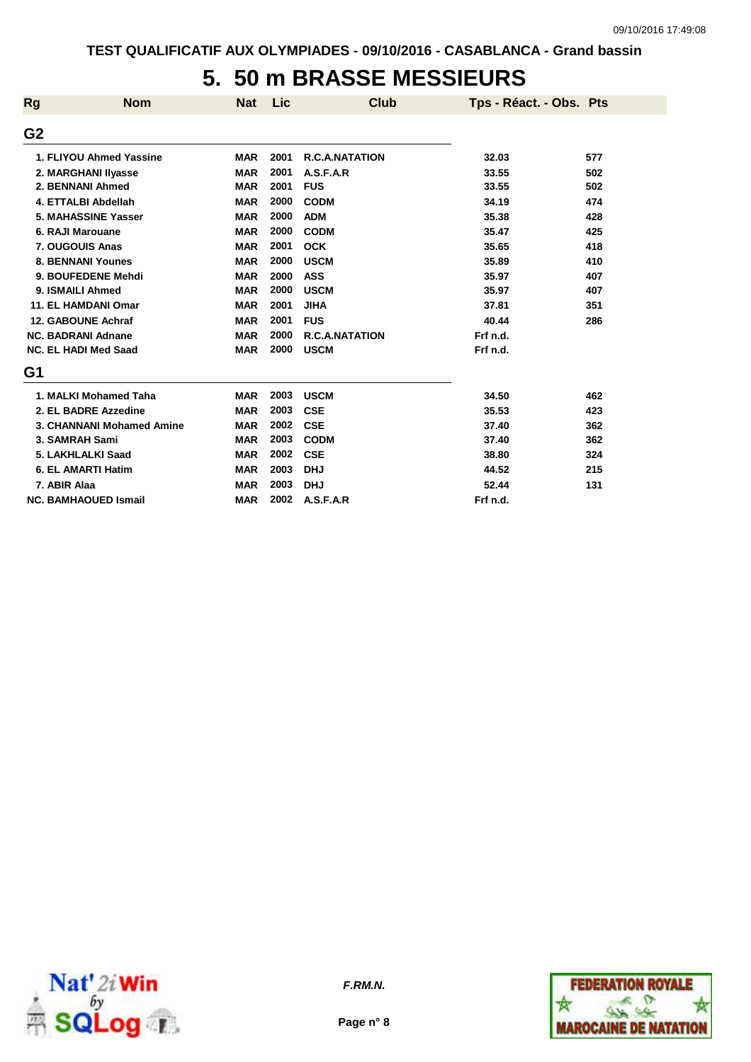TEST QUALIFICATIF AUX OLYMPIADES - 09/10/2016 - CASABLANCA - Grand bassin

# 5. 50 m BRASSE MESSIEURS

| Rg | Nom | Nat | Lic | Club | Tps - Réact. - Obs. | Pts |
|---|---|---|---|---|---|---|
| **G2** | | | | | | |
| 1. | FLIYOU Ahmed Yassine | MAR | 2001 | R.C.A.NATATION | 32.03 | 577 |
| 2. | MARGHANI Ilyasse | MAR | 2001 | A.S.F.A.R | 33.55 | 502 |
| 2. | BENNANI Ahmed | MAR | 2001 | FUS | 33.55 | 502 |
| 4. | ETTALBI Abdellah | MAR | 2000 | CODM | 34.19 | 474 |
| 5. | MAHASSINE Yasser | MAR | 2000 | ADM | 35.38 | 428 |
| 6. | RAJI Marouane | MAR | 2000 | CODM | 35.47 | 425 |
| 7. | OUGOUIS Anas | MAR | 2001 | OCK | 35.65 | 418 |
| 8. | BENNANI Younes | MAR | 2000 | USCM | 35.89 | 410 |
| 9. | BOUFEDENE Mehdi | MAR | 2000 | ASS | 35.97 | 407 |
| 9. | ISMAILI Ahmed | MAR | 2000 | USCM | 35.97 | 407 |
| 11. | EL HAMDANI Omar | MAR | 2001 | JIHA | 37.81 | 351 |
| 12. | GABOUNE Achraf | MAR | 2001 | FUS | 40.44 | 286 |
| NC. | BADRANI Adnane | MAR | 2000 | R.C.A.NATATION | Frf n.d. | |
| NC. | EL HADI Med Saad | MAR | 2000 | USCM | Frf n.d. | |
| **G1** | | | | | | |
| 1. | MALKI Mohamed Taha | MAR | 2003 | USCM | 34.50 | 462 |
| 2. | EL BADRE Azzedine | MAR | 2003 | CSE | 35.53 | 423 |
| 3. | CHANNANI Mohamed Amine | MAR | 2002 | CSE | 37.40 | 362 |
| 3. | SAMRAH Sami | MAR | 2003 | CODM | 37.40 | 362 |
| 5. | LAKHLALKI Saad | MAR | 2002 | CSE | 38.80 | 324 |
| 6. | EL AMARTI Hatim | MAR | 2003 | DHJ | 44.52 | 215 |
| 7. | ABIR Alaa | MAR | 2003 | DHJ | 52.44 | 131 |
| NC. | BAMHAOUED Ismail | MAR | 2002 | A.S.F.A.R | Frf n.d. | |

*F.RM.N.*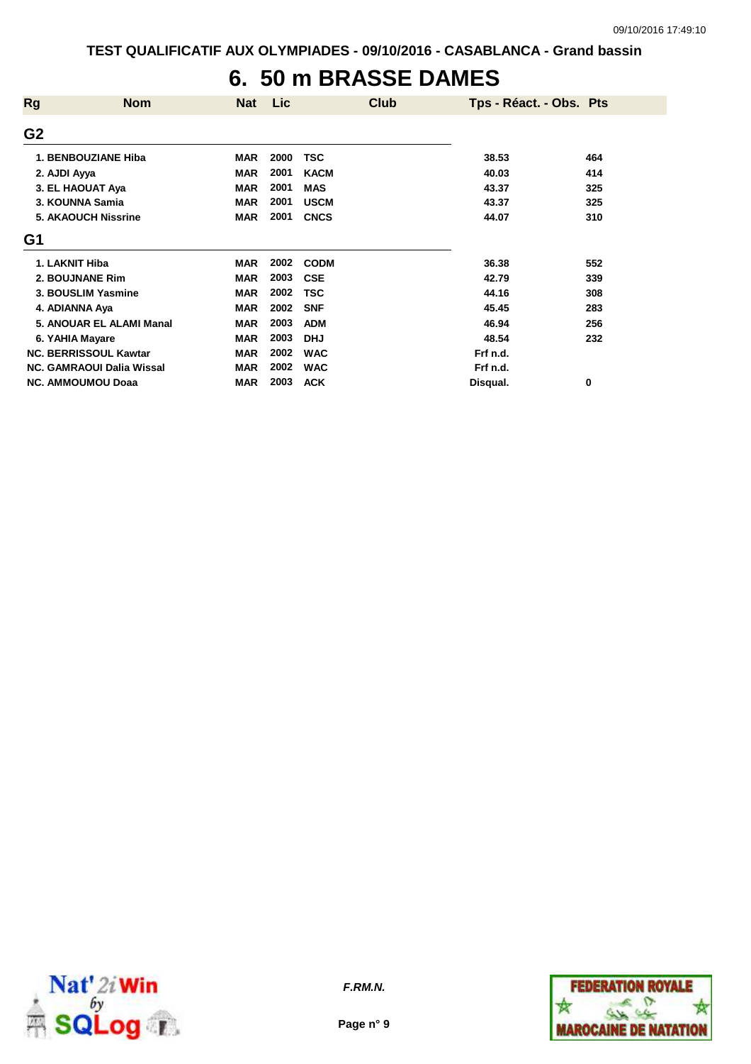TEST QUALIFICATIF AUX OLYMPIADES - 09/10/2016 - CASABLANCA - Grand bassin

# 6. 50 m BRASSE DAMES

| Rg | Nom | Nat | Lic | Club | Tps - Réact. - Obs. | Pts |
|---|---|---|---|---|---|---|
| **G2** | | | | | | |
| 1. | BENBOUZIANE Hiba | MAR | 2000 | TSC | 38.53 | 464 |
| 2. | AJDI Ayya | MAR | 2001 | KACM | 40.03 | 414 |
| 3. | EL HAOUAT Aya | MAR | 2001 | MAS | 43.37 | 325 |
| 3. | KOUNNA Samia | MAR | 2001 | USCM | 43.37 | 325 |
| 5. | AKAOUCH Nissrine | MAR | 2001 | CNCS | 44.07 | 310 |
| **G1** | | | | | | |
| 1. | LAKNIT Hiba | MAR | 2002 | CODM | 36.38 | 552 |
| 2. | BOUJNANE Rim | MAR | 2003 | CSE | 42.79 | 339 |
| 3. | BOUSLIM Yasmine | MAR | 2002 | TSC | 44.16 | 308 |
| 4. | ADIANNA Aya | MAR | 2002 | SNF | 45.45 | 283 |
| 5. | ANOUAR EL ALAMI Manal | MAR | 2003 | ADM | 46.94 | 256 |
| 6. | YAHIA Mayare | MAR | 2003 | DHJ | 48.54 | 232 |
| NC. | BERRISSOUL Kawtar | MAR | 2002 | WAC | Frf n.d. | |
| NC. | GAMRAOUI Dalia Wissal | MAR | 2002 | WAC | Frf n.d. | |
| NC. | AMMOUMOU Doaa | MAR | 2003 | ACK | Disqual. | 0 |

*F.RM.N.*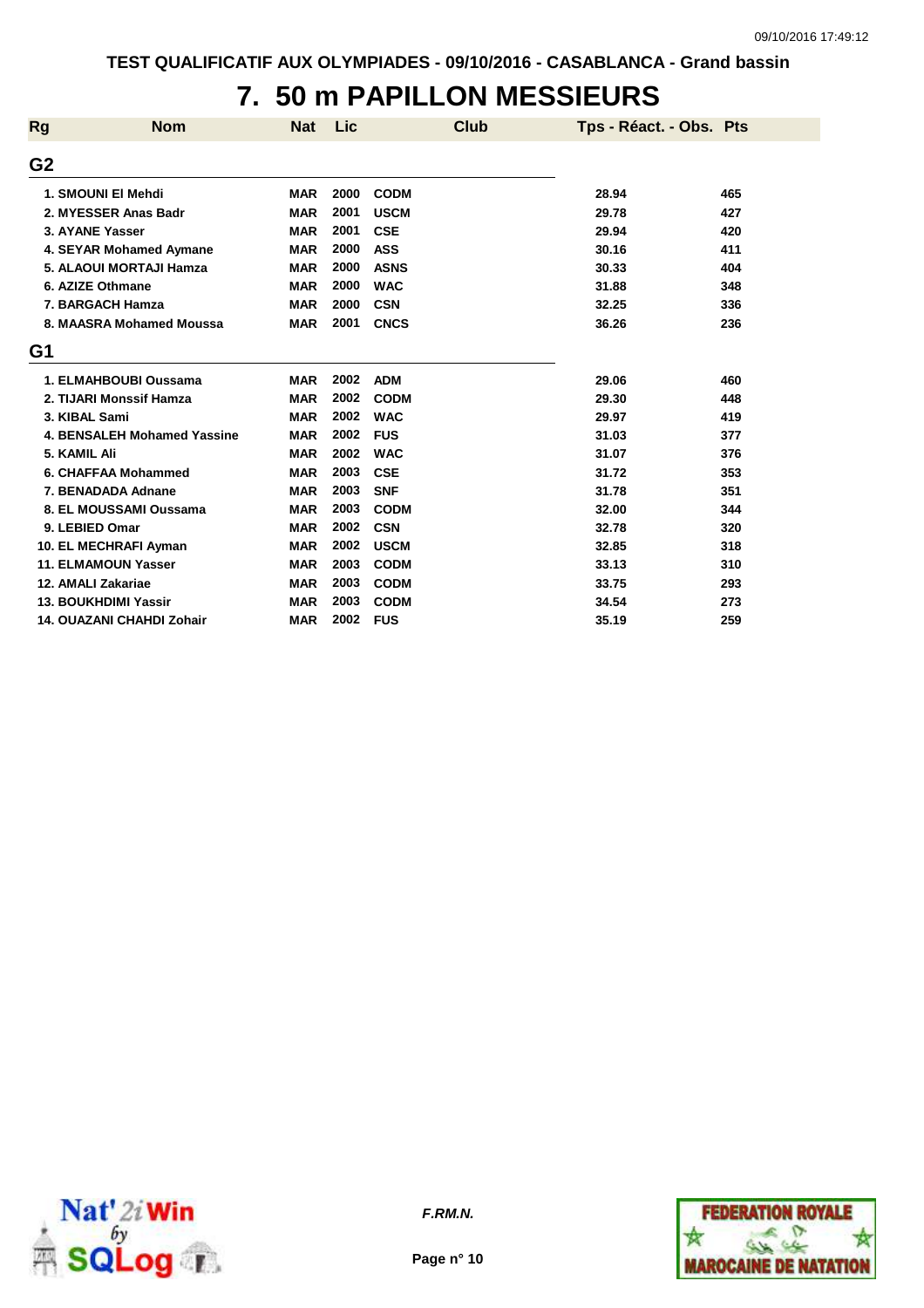TEST QUALIFICATIF AUX OLYMPIADES - 09/10/2016 - CASABLANCA - Grand bassin

# 7. 50 m PAPILLON MESSIEURS

| Rg | Nom | Nat | Lic | Club | Tps - Réact. - Obs. | Pts |
|---|---|---|---|---|---|---|
| **G2** | | | | | | |
| 1. | SMOUNI El Mehdi | MAR | 2000 | CODM | 28.94 | 465 |
| 2. | MYESSER Anas Badr | MAR | 2001 | USCM | 29.78 | 427 |
| 3. | AYANE Yasser | MAR | 2001 | CSE | 29.94 | 420 |
| 4. | SEYAR Mohamed Aymane | MAR | 2000 | ASS | 30.16 | 411 |
| 5. | ALAOUI MORTAJI Hamza | MAR | 2000 | ASNS | 30.33 | 404 |
| 6. | AZIZE Othmane | MAR | 2000 | WAC | 31.88 | 348 |
| 7. | BARGACH Hamza | MAR | 2000 | CSN | 32.25 | 336 |
| 8. | MAASRA Mohamed Moussa | MAR | 2001 | CNCS | 36.26 | 236 |
| **G1** | | | | | | |
| 1. | ELMAHBOUBI Oussama | MAR | 2002 | ADM | 29.06 | 460 |
| 2. | TIJARI Monssif Hamza | MAR | 2002 | CODM | 29.30 | 448 |
| 3. | KIBAL Sami | MAR | 2002 | WAC | 29.97 | 419 |
| 4. | BENSALEH Mohamed Yassine | MAR | 2002 | FUS | 31.03 | 377 |
| 5. | KAMIL Ali | MAR | 2002 | WAC | 31.07 | 376 |
| 6. | CHAFFAA Mohammed | MAR | 2003 | CSE | 31.72 | 353 |
| 7. | BENADADA Adnane | MAR | 2003 | SNF | 31.78 | 351 |
| 8. | EL MOUSSAMI Oussama | MAR | 2003 | CODM | 32.00 | 344 |
| 9. | LEBIED Omar | MAR | 2002 | CSN | 32.78 | 320 |
| 10. | EL MECHRAFI Ayman | MAR | 2002 | USCM | 32.85 | 318 |
| 11. | ELMAMOUN Yasser | MAR | 2003 | CODM | 33.13 | 310 |
| 12. | AMALI Zakariae | MAR | 2003 | CODM | 33.75 | 293 |
| 13. | BOUKHDIMI Yassir | MAR | 2003 | CODM | 34.54 | 273 |
| 14. | OUAZANI CHAHDI Zohair | MAR | 2002 | FUS | 35.19 | 259 |

*F.RM.N.*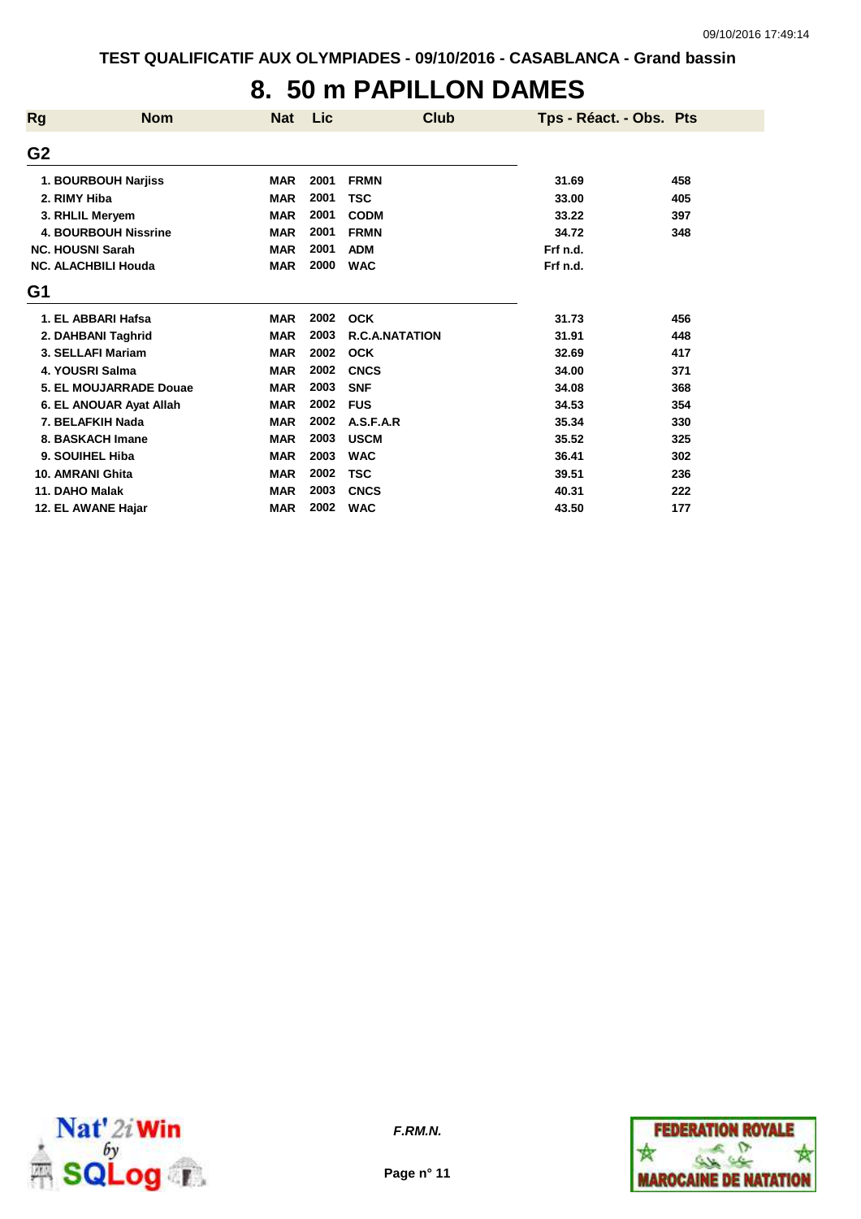# 8. 50 m PAPILLON DAMES

TEST QUALIFICATIF AUX OLYMPIADES - 09/10/2016 - CASABLANCA - Grand bassin

| Rg | Nom | Nat | Lic | Club | Tps - Réact. - Obs. | Pts |
|---|---|---|---|---|---|---|
| **G2** | | | | | | |
| 1. | BOURBOUH Narjiss | MAR | 2001 | FRMN | 31.69 | 458 |
| 2. | RIMY Hiba | MAR | 2001 | TSC | 33.00 | 405 |
| 3. | RHLIL Meryem | MAR | 2001 | CODM | 33.22 | 397 |
| 4. | BOURBOUH Nissrine | MAR | 2001 | FRMN | 34.72 | 348 |
| NC. | HOUSNI Sarah | MAR | 2001 | ADM | Frf n.d. | |
| NC. | ALACHBILI Houda | MAR | 2000 | WAC | Frf n.d. | |
| **G1** | | | | | | |
| 1. | EL ABBARI Hafsa | MAR | 2002 | OCK | 31.73 | 456 |
| 2. | DAHBANI Taghrid | MAR | 2003 | R.C.A.NATATION | 31.91 | 448 |
| 3. | SELLAFI Mariam | MAR | 2002 | OCK | 32.69 | 417 |
| 4. | YOUSRI Salma | MAR | 2002 | CNCS | 34.00 | 371 |
| 5. | EL MOUJARRADE Douae | MAR | 2003 | SNF | 34.08 | 368 |
| 6. | EL ANOUAR Ayat Allah | MAR | 2002 | FUS | 34.53 | 354 |
| 7. | BELAFKIH Nada | MAR | 2002 | A.S.F.A.R | 35.34 | 330 |
| 8. | BASKACH Imane | MAR | 2003 | USCM | 35.52 | 325 |
| 9. | SOUIHEL Hiba | MAR | 2003 | WAC | 36.41 | 302 |
| 10. | AMRANI Ghita | MAR | 2002 | TSC | 39.51 | 236 |
| 11. | DAHO Malak | MAR | 2003 | CNCS | 40.31 | 222 |
| 12. | EL AWANE Hajar | MAR | 2002 | WAC | 43.50 | 177 |

*F.RM.N.*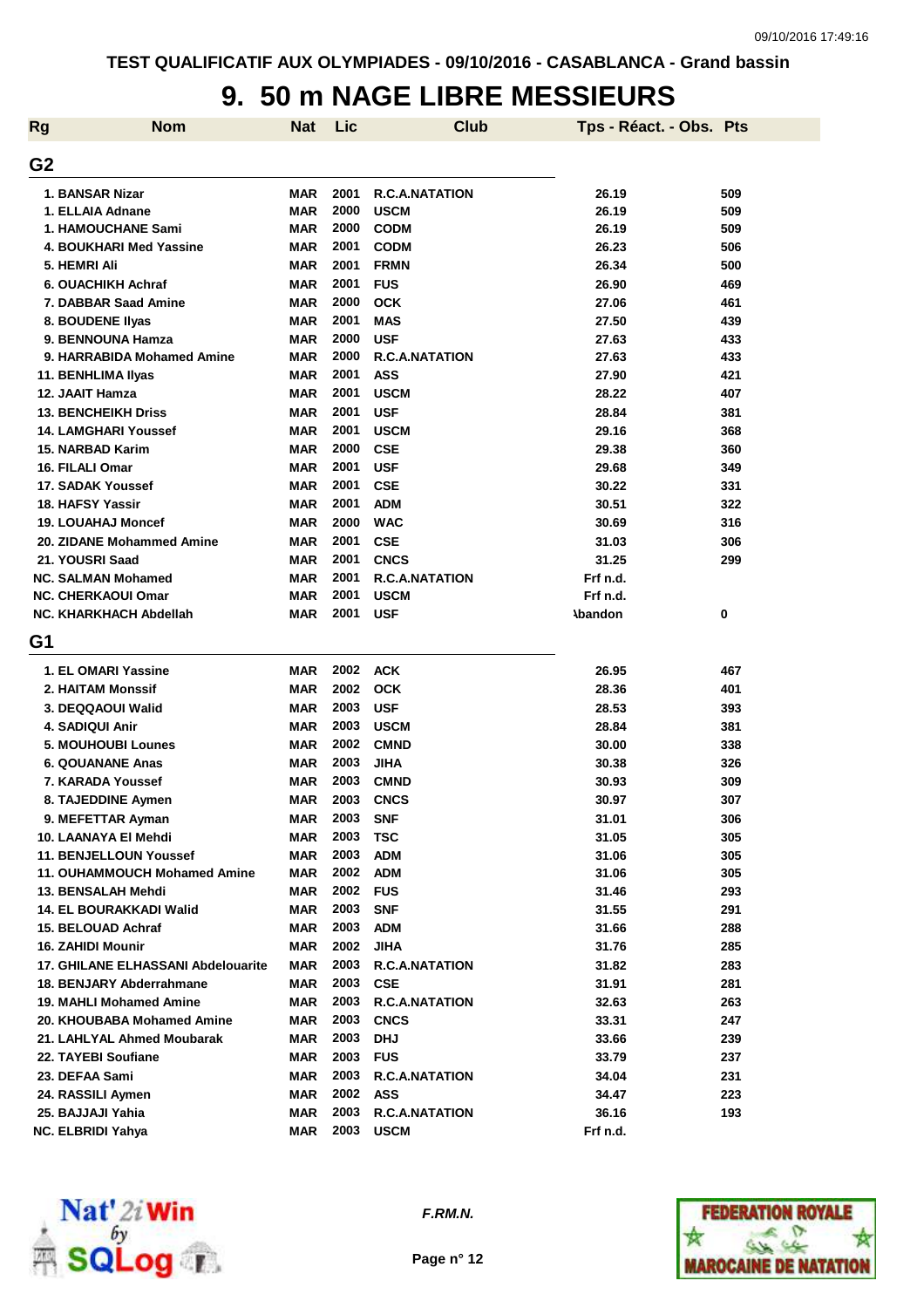TEST QUALIFICATIF AUX OLYMPIADES - 09/10/2016 - CASABLANCA - Grand bassin

# 9. 50 m NAGE LIBRE MESSIEURS

| Rg | Nom | Nat | Lic | Club | Tps - Réact. - Obs. | Pts |
|---|---|---|---|---|---|---|
| **G2** | | | | | | |
| 1. | BANSAR Nizar | MAR | 2001 | R.C.A.NATATION | 26.19 | 509 |
| 1. | ELLAIA Adnane | MAR | 2000 | USCM | 26.19 | 509 |
| 1. | HAMOUCHANE Sami | MAR | 2000 | CODM | 26.19 | 509 |
| 4. | BOUKHARI Med Yassine | MAR | 2001 | CODM | 26.23 | 506 |
| 5. | HEMRI Ali | MAR | 2001 | FRMN | 26.34 | 500 |
| 6. | OUACHIKH Achraf | MAR | 2001 | FUS | 26.90 | 469 |
| 7. | DABBAR Saad Amine | MAR | 2000 | OCK | 27.06 | 461 |
| 8. | BOUDENE Ilyas | MAR | 2001 | MAS | 27.50 | 439 |
| 9. | BENNOUNA Hamza | MAR | 2000 | USF | 27.63 | 433 |
| 9. | HARRABIDA Mohamed Amine | MAR | 2000 | R.C.A.NATATION | 27.63 | 433 |
| 11. | BENHLIMA Ilyas | MAR | 2001 | ASS | 27.90 | 421 |
| 12. | JAAIT Hamza | MAR | 2001 | USCM | 28.22 | 407 |
| 13. | BENCHEIKH Driss | MAR | 2001 | USF | 28.84 | 381 |
| 14. | LAMGHARI Youssef | MAR | 2001 | USCM | 29.16 | 368 |
| 15. | NARBAD Karim | MAR | 2000 | CSE | 29.38 | 360 |
| 16. | FILALI Omar | MAR | 2001 | USF | 29.68 | 349 |
| 17. | SADAK Youssef | MAR | 2001 | CSE | 30.22 | 331 |
| 18. | HAFSY Yassir | MAR | 2001 | ADM | 30.51 | 322 |
| 19. | LOUAHAJ Moncef | MAR | 2000 | WAC | 30.69 | 316 |
| 20. | ZIDANE Mohammed Amine | MAR | 2001 | CSE | 31.03 | 306 |
| 21. | YOUSRI Saad | MAR | 2001 | CNCS | 31.25 | 299 |
| NC. | SALMAN Mohamed | MAR | 2001 | R.C.A.NATATION | Frf n.d. | |
| NC. | CHERKAOUI Omar | MAR | 2001 | USCM | Frf n.d. | |
| NC. | KHARKHACH Abdellah | MAR | 2001 | USF | Abandon | 0 |
| **G1** | | | | | | |
| 1. | EL OMARI Yassine | MAR | 2002 | ACK | 26.95 | 467 |
| 2. | HAITAM Monssif | MAR | 2002 | OCK | 28.36 | 401 |
| 3. | DEQQAOUI Walid | MAR | 2003 | USF | 28.53 | 393 |
| 4. | SADIQUI Anir | MAR | 2003 | USCM | 28.84 | 381 |
| 5. | MOUHOUBI Lounes | MAR | 2002 | CMND | 30.00 | 338 |
| 6. | QOUANANE Anas | MAR | 2003 | JIHA | 30.38 | 326 |
| 7. | KARADA Youssef | MAR | 2003 | CMND | 30.93 | 309 |
| 8. | TAJEDDINE Aymen | MAR | 2003 | CNCS | 30.97 | 307 |
| 9. | MEFETTAR Ayman | MAR | 2003 | SNF | 31.01 | 306 |
| 10. | LAANAYA El Mehdi | MAR | 2003 | TSC | 31.05 | 305 |
| 11. | BENJELLOUN Youssef | MAR | 2003 | ADM | 31.06 | 305 |
| 11. | OUHAMMOUCH Mohamed Amine | MAR | 2002 | ADM | 31.06 | 305 |
| 13. | BENSALAH Mehdi | MAR | 2002 | FUS | 31.46 | 293 |
| 14. | EL BOURAKKADI Walid | MAR | 2003 | SNF | 31.55 | 291 |
| 15. | BELOUAD Achraf | MAR | 2003 | ADM | 31.66 | 288 |
| 16. | ZAHIDI Mounir | MAR | 2002 | JIHA | 31.76 | 285 |
| 17. | GHILANE ELHASSANI Abdelouarite | MAR | 2003 | R.C.A.NATATION | 31.82 | 283 |
| 18. | BENJARY Abderrahmane | MAR | 2003 | CSE | 31.91 | 281 |
| 19. | MAHLI Mohamed Amine | MAR | 2003 | R.C.A.NATATION | 32.63 | 263 |
| 20. | KHOUBABA Mohamed Amine | MAR | 2003 | CNCS | 33.31 | 247 |
| 21. | LAHLYAL Ahmed Moubarak | MAR | 2003 | DHJ | 33.66 | 239 |
| 22. | TAYEBI Soufiane | MAR | 2003 | FUS | 33.79 | 237 |
| 23. | DEFAA Sami | MAR | 2003 | R.C.A.NATATION | 34.04 | 231 |
| 24. | RASSILI Aymen | MAR | 2002 | ASS | 34.47 | 223 |
| 25. | BAJJAJI Yahia | MAR | 2003 | R.C.A.NATATION | 36.16 | 193 |
| NC. | ELBRIDI Yahya | MAR | 2003 | USCM | Frf n.d. | |

*F.RM.N.*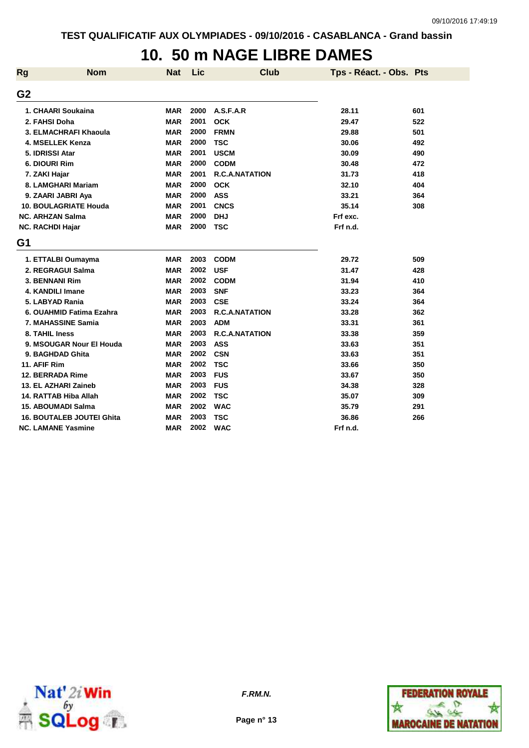TEST QUALIFICATIF AUX OLYMPIADES - 09/10/2016 - CASABLANCA - Grand bassin

# 10. 50 m NAGE LIBRE DAMES

| Rg | Nom | Nat | Lic | Club | Tps - Réact. - Obs. | Pts |
|---|---|---|---|---|---|---|
| **G2** | | | | | | |
| 1. | CHAARI Soukaina | MAR | 2000 | A.S.F.A.R | 28.11 | 601 |
| 2. | FAHSI Doha | MAR | 2001 | OCK | 29.47 | 522 |
| 3. | ELMACHRAFI Khaoula | MAR | 2000 | FRMN | 29.88 | 501 |
| 4. | MSELLEK Kenza | MAR | 2000 | TSC | 30.06 | 492 |
| 5. | IDRISSI Atar | MAR | 2001 | USCM | 30.09 | 490 |
| 6. | DIOURI Rim | MAR | 2000 | CODM | 30.48 | 472 |
| 7. | ZAKI Hajar | MAR | 2001 | R.C.A.NATATION | 31.73 | 418 |
| 8. | LAMGHARI Mariam | MAR | 2000 | OCK | 32.10 | 404 |
| 9. | ZAARI JABRI Aya | MAR | 2000 | ASS | 33.21 | 364 |
| 10. | BOULAGRIATE Houda | MAR | 2001 | CNCS | 35.14 | 308 |
| NC. | ARHZAN Salma | MAR | 2000 | DHJ | Frf exc. | |
| NC. | RACHDI Hajar | MAR | 2000 | TSC | Frf n.d. | |
| **G1** | | | | | | |
| 1. | ETTALBI Oumayma | MAR | 2003 | CODM | 29.72 | 509 |
| 2. | REGRAGUI Salma | MAR | 2002 | USF | 31.47 | 428 |
| 3. | BENNANI Rim | MAR | 2002 | CODM | 31.94 | 410 |
| 4. | KANDILI Imane | MAR | 2003 | SNF | 33.23 | 364 |
| 5. | LABYAD Rania | MAR | 2003 | CSE | 33.24 | 364 |
| 6. | OUAHMID Fatima Ezahra | MAR | 2003 | R.C.A.NATATION | 33.28 | 362 |
| 7. | MAHASSINE Samia | MAR | 2003 | ADM | 33.31 | 361 |
| 8. | TAHIL Iness | MAR | 2003 | R.C.A.NATATION | 33.38 | 359 |
| 9. | MSOUGAR Nour El Houda | MAR | 2003 | ASS | 33.63 | 351 |
| 9. | BAGHDAD Ghita | MAR | 2002 | CSN | 33.63 | 351 |
| 11. | AFIF Rim | MAR | 2002 | TSC | 33.66 | 350 |
| 12. | BERRADA Rime | MAR | 2003 | FUS | 33.67 | 350 |
| 13. | EL AZHARI Zaineb | MAR | 2003 | FUS | 34.38 | 328 |
| 14. | RATTAB Hiba Allah | MAR | 2002 | TSC | 35.07 | 309 |
| 15. | ABOUMADI Salma | MAR | 2002 | WAC | 35.79 | 291 |
| 16. | BOUTALEB JOUTEI Ghita | MAR | 2003 | TSC | 36.86 | 266 |
| NC. | LAMANE Yasmine | MAR | 2002 | WAC | Frf n.d. | |

*F.RM.N.*